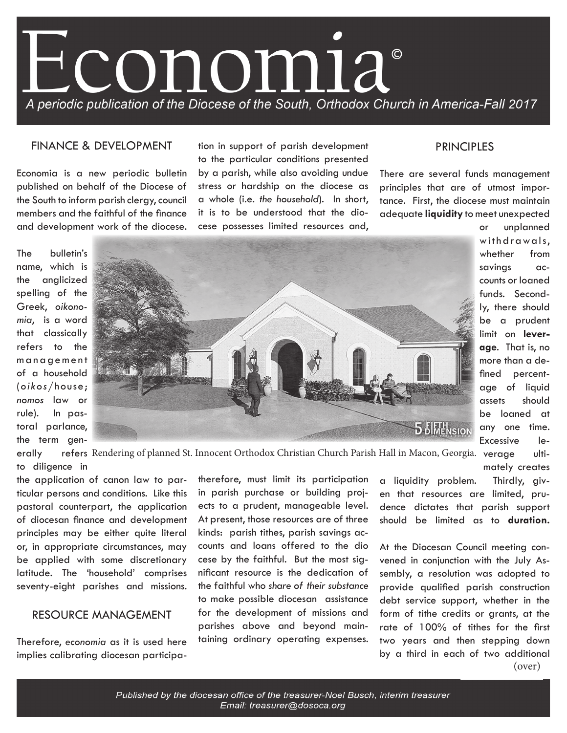# Economia©

*A periodic publication of the Diocese of the South, Orthodox Church in America-Fall 2017*

## FINANCE & DEVELOPMENT

Economia is a new periodic bulletin published on behalf of the Diocese of the South to inform parish clergy, council members and the faithful of the finance and development work of the diocese.

The bulletin's name, which is the anglicized spelling of the Greek, *oikonomia*, is a word that classically refers to the management of a household (*oikos*/house; *nomos* law or rule). In pastoral parlance, the term generally refers to diligence in the application of canon law to particular persons and conditions. Like this pastoral counterpart, the application of diocesan finance and development principles may be either quite literal or, in appropriate circumstances, may be applied with some discretionary latitude. The 'household' comprises seventy-eight parishes and missions.

Rendering of planned St. Innocent Orthodox Christian Church Parish Hall in Macon, Georgia.

## RESOURCE MANAGEMENT

Therefore, *economia* as it is used here implies calibrating diocesan participation in support of parish development to the particular conditions presented by a parish, while also avoiding undue stress or hardship on the diocese as a whole (i.e. *the household*). In short, it is to be understood that the diocese possesses limited resources and, therefore, must limit its participation in parish purchase or building projects to a prudent, manageable level. At present, those resources are of three kinds: parish tithes, parish savings accounts and loans offered to the dio cese by the faithful. But the most significant resource is the dedication of the faithful who *share of their substance* to make possible diocesan assistance for the development of missions and parishes above and beyond maintaining ordinary operating expenses.

## PRINCIPLES

There are several funds management principles that are of utmost importance. First, the diocese must maintain adequate **liquidity** to meet unexpected or unplanned withdrawals, whether from savings accounts or loaned funds. Secondly, there should be a prudent limit on **leverage**. That is, no more than a defined percentage of liquid assets should be loaned at any one time. Excessive leverage ultimately creates a liquidity problem. Thirdly, given that resources are limited, prudence dictates that parish support should be limited as to **duration.**

At the Diocesan Council meeting convened in conjunction with the July Assembly, a resolution was adopted to provide qualified parish construction debt service support, whether in the form of tithe credits or grants, at the rate of 100% of tithes for the first two years and then stepping down by a third in each of two additional

(over)

Published by the diocesan office of the treasurer-Noel Busch, interim treasurer
Email: treasurer@dosoca.org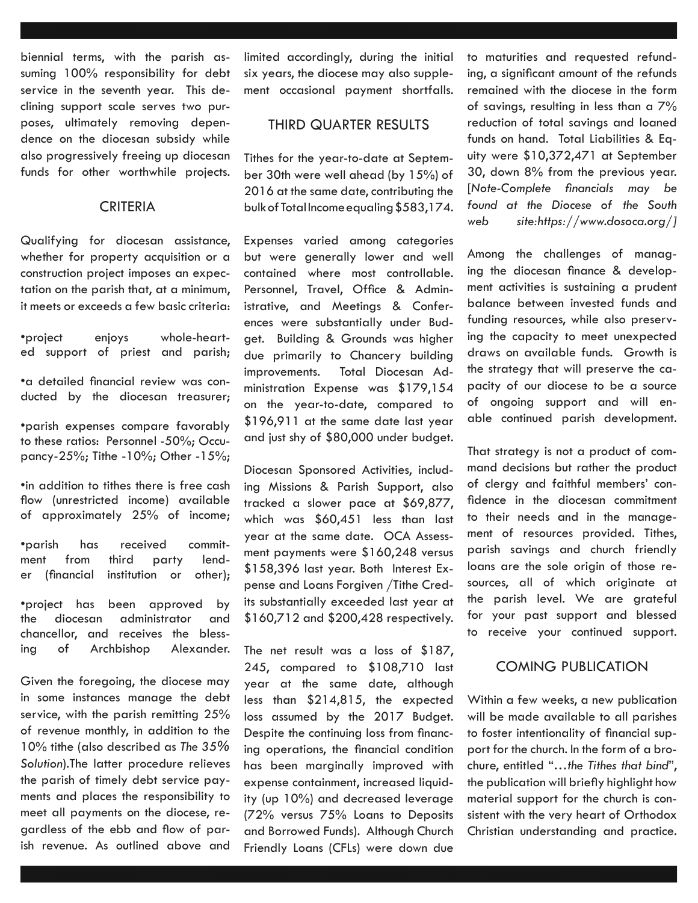biennial terms, with the parish assuming 100% responsibility for debt service in the seventh year. This declining support scale serves two purposes, ultimately removing dependence on the diocesan subsidy while also progressively freeing up diocesan funds for other worthwhile projects.

## CRITERIA

Qualifying for diocesan assistance, whether for property acquisition or a construction project imposes an expectation on the parish that, at a minimum, it meets or exceeds a few basic criteria:

- project enjoys whole-hearted support of priest and parish;
- a detailed financial review was conducted by the diocesan treasurer;
- parish expenses compare favorably to these ratios: Personnel -50%; Occupancy-25%; Tithe -10%; Other -15%;
- in addition to tithes there is free cash flow (unrestricted income) available of approximately 25% of income;
- parish has received commitment from third party lender (financial institution or other);
- project has been approved by the diocesan administrator and chancellor, and receives the blessing of Archbishop Alexander.

Given the foregoing, the diocese may in some instances manage the debt service, with the parish remitting 25% of revenue monthly, in addition to the 10% tithe (also described as *The 35% Solution*).The latter procedure relieves the parish of timely debt service payments and places the responsibility to meet all payments on the diocese, regardless of the ebb and flow of parish revenue. As outlined above and limited accordingly, during the initial six years, the diocese may also supplement occasional payment shortfalls.

## THIRD QUARTER RESULTS

Tithes for the year-to-date at September 30th were well ahead (by 15%) of 2016 at the same date, contributing the bulk of Total Income equaling $583,174.

Expenses varied among categories but were generally lower and well contained where most controllable. Personnel, Travel, Office & Administrative, and Meetings & Conferences were substantially under Budget. Building & Grounds was higher due primarily to Chancery building improvements. Total Diocesan Administration Expense was $179,154 on the year-to-date, compared to $196,911 at the same date last year and just shy of $80,000 under budget.

Diocesan Sponsored Activities, including Missions & Parish Support, also tracked a slower pace at $69,877, which was $60,451 less than last year at the same date. OCA Assessment payments were $160,248 versus $158,396 last year. Both Interest Expense and Loans Forgiven /Tithe Credits substantially exceeded last year at $160,712 and $200,428 respectively.

The net result was a loss of $187, 245, compared to $108,710 last year at the same date, although less than $214,815, the expected loss assumed by the 2017 Budget. Despite the continuing loss from financing operations, the financial condition has been marginally improved with expense containment, increased liquidity (up 10%) and decreased leverage (72% versus 75% Loans to Deposits and Borrowed Funds). Although Church Friendly Loans (CFLs) were down due to maturities and requested refunding, a significant amount of the refunds remained with the diocese in the form of savings, resulting in less than a 7% reduction of total savings and loaned funds on hand. Total Liabilities & Equity were $10,372,471 at September 30, down 8% from the previous year. [*Note-Complete financials may be found at the Diocese of the South web site:https://www.dosoca.org/*]

Among the challenges of managing the diocesan finance & development activities is sustaining a prudent balance between invested funds and funding resources, while also preserving the capacity to meet unexpected draws on available funds. Growth is the strategy that will preserve the capacity of our diocese to be a source of ongoing support and will enable continued parish development.

That strategy is not a product of command decisions but rather the product of clergy and faithful members' confidence in the diocesan commitment to their needs and in the management of resources provided. Tithes, parish savings and church friendly loans are the sole origin of those resources, all of which originate at the parish level. We are grateful for your past support and blessed to receive your continued support.

## COMING PUBLICATION

Within a few weeks, a new publication will be made available to all parishes to foster intentionality of financial support for the church. In the form of a brochure, entitled "*…the Tithes that bind*", the publication will briefly highlight how material support for the church is consistent with the very heart of Orthodox Christian understanding and practice.